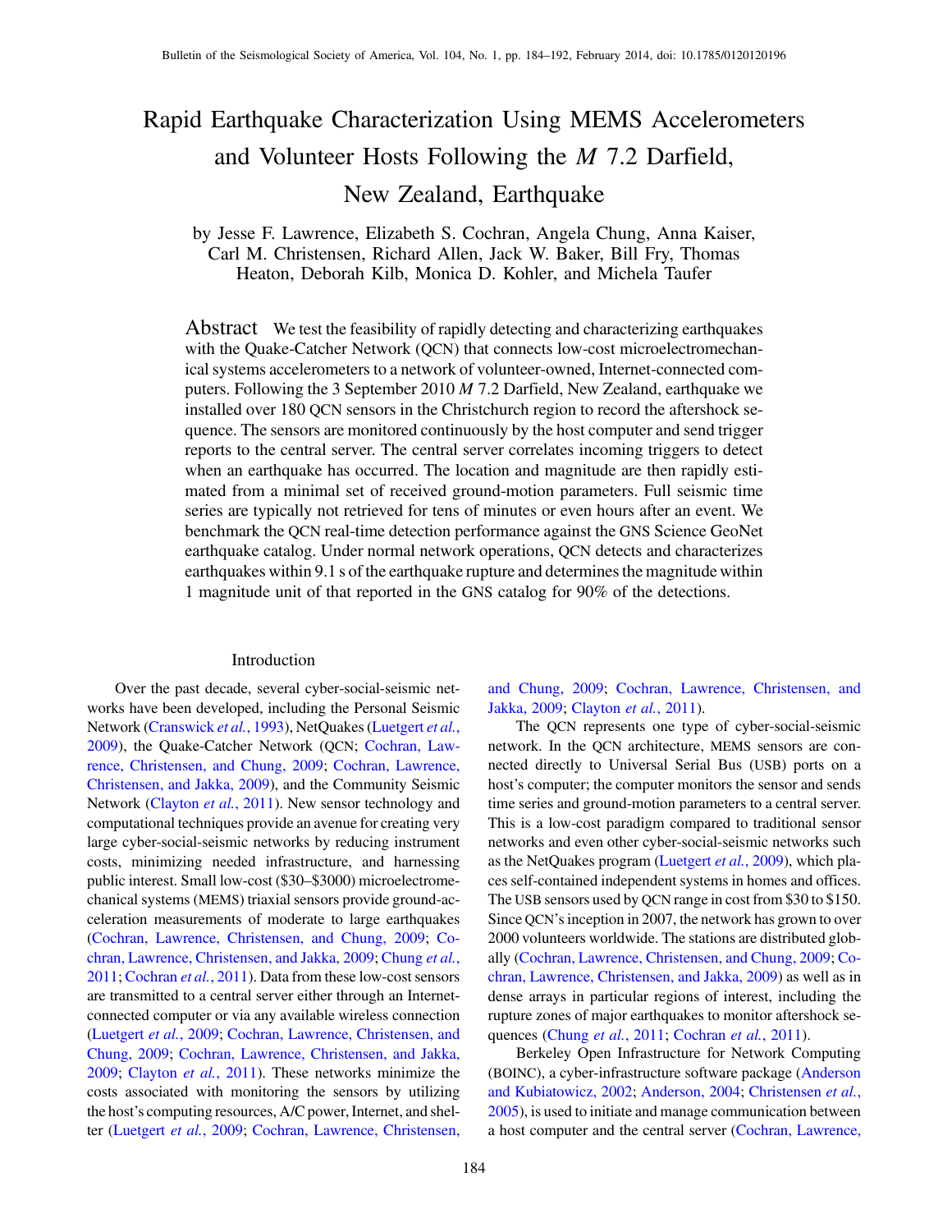# Rapid Earthquake Characterization Using MEMS Accelerometers and Volunteer Hosts Following the *M* 7.2 Darfield, New Zealand, Earthquake

by Jesse F. Lawrence, Elizabeth S. Cochran, Angela Chung, Anna Kaiser, Carl M. Christensen, Richard Allen, Jack W. Baker, Bill Fry, Thomas Heaton, Deborah Kilb, Monica D. Kohler, and Michela Taufer

**Abstract** We test the feasibility of rapidly detecting and characterizing earthquakes with the Quake-Catcher Network (QCN) that connects low-cost microelectromechanical systems accelerometers to a network of volunteer-owned, Internet-connected computers. Following the 3 September 2010 *M* 7.2 Darfield, New Zealand, earthquake we installed over 180 QCN sensors in the Christchurch region to record the aftershock sequence. The sensors are monitored continuously by the host computer and send trigger reports to the central server. The central server correlates incoming triggers to detect when an earthquake has occurred. The location and magnitude are then rapidly estimated from a minimal set of received ground-motion parameters. Full seismic time series are typically not retrieved for tens of minutes or even hours after an event. We benchmark the QCN real-time detection performance against the GNS Science GeoNet earthquake catalog. Under normal network operations, QCN detects and characterizes earthquakes within 9.1 s of the earthquake rupture and determines the magnitude within 1 magnitude unit of that reported in the GNS catalog for 90% of the detections.

## Introduction

Over the past decade, several cyber-social-seismic networks have been developed, including the Personal Seismic Network (Cranswick *et al.*, 1993), NetQuakes (Luetgert *et al.*, 2009), the Quake-Catcher Network (QCN; Cochran, Lawrence, Christensen, and Chung, 2009; Cochran, Lawrence, Christensen, and Jakka, 2009), and the Community Seismic Network (Clayton *et al.*, 2011). New sensor technology and computational techniques provide an avenue for creating very large cyber-social-seismic networks by reducing instrument costs, minimizing needed infrastructure, and harnessing public interest. Small low-cost ($30–$3000) microelectromechanical systems (MEMS) triaxial sensors provide ground-acceleration measurements of moderate to large earthquakes (Cochran, Lawrence, Christensen, and Chung, 2009; Cochran, Lawrence, Christensen, and Jakka, 2009; Chung *et al.*, 2011; Cochran *et al.*, 2011). Data from these low-cost sensors are transmitted to a central server either through an Internet-connected computer or via any available wireless connection (Luetgert *et al.*, 2009; Cochran, Lawrence, Christensen, and Chung, 2009; Cochran, Lawrence, Christensen, and Jakka, 2009; Clayton *et al.*, 2011). These networks minimize the costs associated with monitoring the sensors by utilizing the host's computing resources, A/C power, Internet, and shelter (Luetgert *et al.*, 2009; Cochran, Lawrence, Christensen, and Chung, 2009; Cochran, Lawrence, Christensen, and Jakka, 2009; Clayton *et al.*, 2011).

The QCN represents one type of cyber-social-seismic network. In the QCN architecture, MEMS sensors are connected directly to Universal Serial Bus (USB) ports on a host's computer; the computer monitors the sensor and sends time series and ground-motion parameters to a central server. This is a low-cost paradigm compared to traditional sensor networks and even other cyber-social-seismic networks such as the NetQuakes program (Luetgert *et al.*, 2009), which places self-contained independent systems in homes and offices. The USB sensors used by QCN range in cost from $30 to $150. Since QCN's inception in 2007, the network has grown to over 2000 volunteers worldwide. The stations are distributed globally (Cochran, Lawrence, Christensen, and Chung, 2009; Cochran, Lawrence, Christensen, and Jakka, 2009) as well as in dense arrays in particular regions of interest, including the rupture zones of major earthquakes to monitor aftershock sequences (Chung *et al.*, 2011; Cochran *et al.*, 2011).

Berkeley Open Infrastructure for Network Computing (BOINC), a cyber-infrastructure software package (Anderson and Kubiatowicz, 2002; Anderson, 2004; Christensen *et al.*, 2005), is used to initiate and manage communication between a host computer and the central server (Cochran, Lawrence,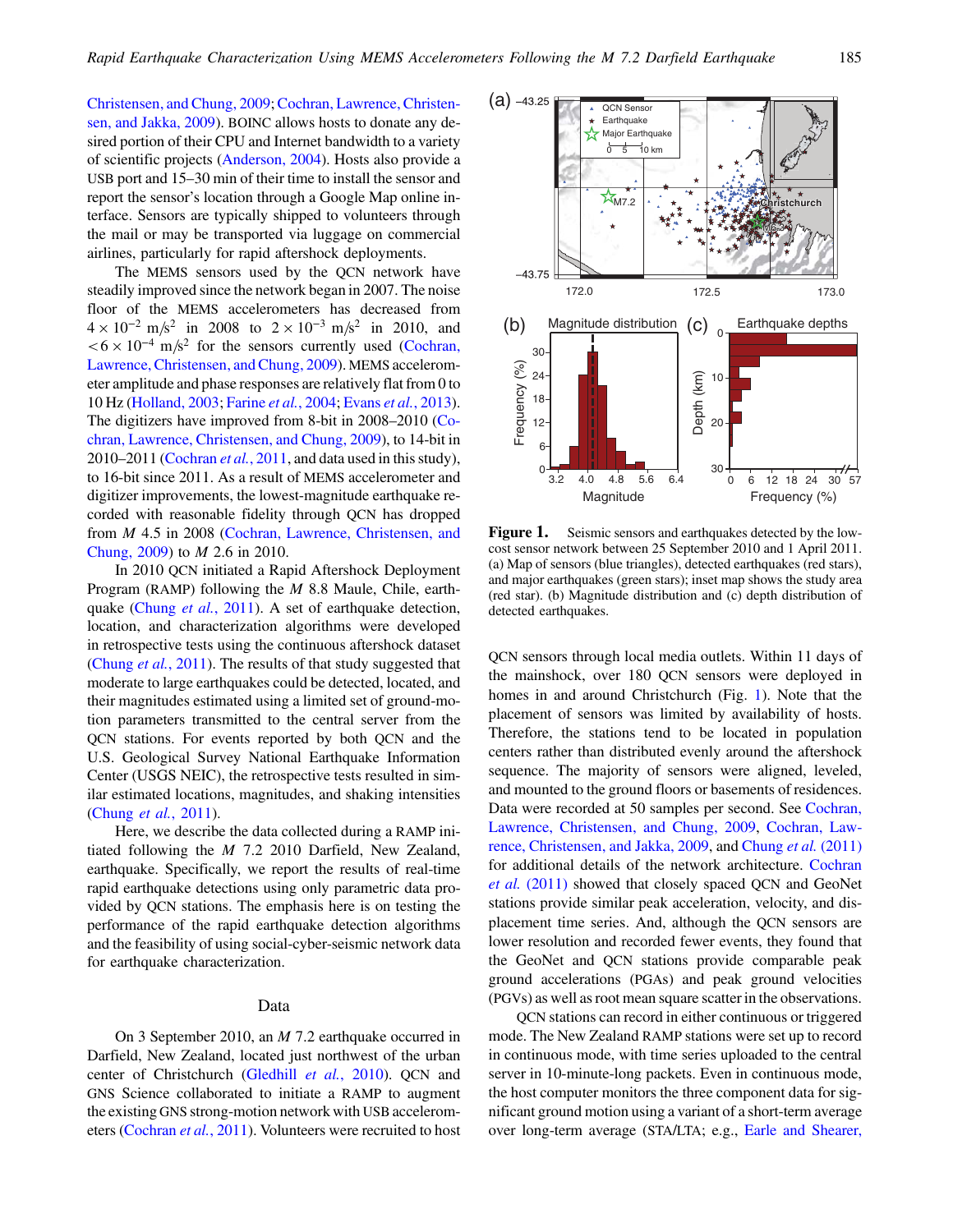Christensen, and Chung, 2009; Cochran, Lawrence, Christensen, and Jakka, 2009). BOINC allows hosts to donate any desired portion of their CPU and Internet bandwidth to a variety of scientific projects (Anderson, 2004). Hosts also provide a USB port and 15–30 min of their time to install the sensor and report the sensor's location through a Google Map online interface. Sensors are typically shipped to volunteers through the mail or may be transported via luggage on commercial airlines, particularly for rapid aftershock deployments.

The MEMS sensors used by the QCN network have steadily improved since the network began in 2007. The noise floor of the MEMS accelerometers has decreased from $4 \times 10^{-2}$ m/s$^2$ in 2008 to $2 \times 10^{-3}$ m/s$^2$ in 2010, and $<6 \times 10^{-4}$ m/s$^2$ for the sensors currently used (Cochran, Lawrence, Christensen, and Chung, 2009). MEMS accelerometer amplitude and phase responses are relatively flat from 0 to 10 Hz (Holland, 2003; Farine *et al.*, 2004; Evans *et al.*, 2013). The digitizers have improved from 8-bit in 2008–2010 (Cochran, Lawrence, Christensen, and Chung, 2009), to 14-bit in 2010–2011 (Cochran *et al.*, 2011, and data used in this study), to 16-bit since 2011. As a result of MEMS accelerometer and digitizer improvements, the lowest-magnitude earthquake recorded with reasonable fidelity through QCN has dropped from *M* 4.5 in 2008 (Cochran, Lawrence, Christensen, and Chung, 2009) to *M* 2.6 in 2010.

In 2010 QCN initiated a Rapid Aftershock Deployment Program (RAMP) following the *M* 8.8 Maule, Chile, earthquake (Chung *et al.*, 2011). A set of earthquake detection, location, and characterization algorithms were developed in retrospective tests using the continuous aftershock dataset (Chung *et al.*, 2011). The results of that study suggested that moderate to large earthquakes could be detected, located, and their magnitudes estimated using a limited set of ground-motion parameters transmitted to the central server from the QCN stations. For events reported by both QCN and the U.S. Geological Survey National Earthquake Information Center (USGS NEIC), the retrospective tests resulted in similar estimated locations, magnitudes, and shaking intensities (Chung *et al.*, 2011).

Here, we describe the data collected during a RAMP initiated following the *M* 7.2 2010 Darfield, New Zealand, earthquake. Specifically, we report the results of real-time rapid earthquake detections using only parametric data provided by QCN stations. The emphasis here is on testing the performance of the rapid earthquake detection algorithms and the feasibility of using social-cyber-seismic network data for earthquake characterization.

## Data

On 3 September 2010, an *M* 7.2 earthquake occurred in Darfield, New Zealand, located just northwest of the urban center of Christchurch (Gledhill *et al.*, 2010). QCN and GNS Science collaborated to initiate a RAMP to augment the existing GNS strong-motion network with USB accelerometers (Cochran *et al.*, 2011). Volunteers were recruited to host QCN sensors through local media outlets. Within 11 days of the mainshock, over 180 QCN sensors were deployed in homes in and around Christchurch (Fig. 1). Note that the placement of sensors was limited by availability of hosts. Therefore, the stations tend to be located in population centers rather than distributed evenly around the aftershock sequence. The majority of sensors were aligned, leveled, and mounted to the ground floors or basements of residences. Data were recorded at 50 samples per second. See Cochran, Lawrence, Christensen, and Chung, 2009, Cochran, Lawrence, Christensen, and Jakka, 2009, and Chung *et al.* (2011) for additional details of the network architecture. Cochran *et al.* (2011) showed that closely spaced QCN and GeoNet stations provide similar peak acceleration, velocity, and displacement time series. And, although the QCN sensors are lower resolution and recorded fewer events, they found that the GeoNet and QCN stations provide comparable peak ground accelerations (PGAs) and peak ground velocities (PGVs) as well as root mean square scatter in the observations.

**Figure 1.** Seismic sensors and earthquakes detected by the low-cost sensor network between 25 September 2010 and 1 April 2011. (a) Map of sensors (blue triangles), detected earthquakes (red stars), and major earthquakes (green stars); inset map shows the study area (red star). (b) Magnitude distribution and (c) depth distribution of detected earthquakes.

QCN stations can record in either continuous or triggered mode. The New Zealand RAMP stations were set up to record in continuous mode, with time series uploaded to the central server in 10-minute-long packets. Even in continuous mode, the host computer monitors the three component data for significant ground motion using a variant of a short-term average over long-term average (STA/LTA; e.g., Earle and Shearer,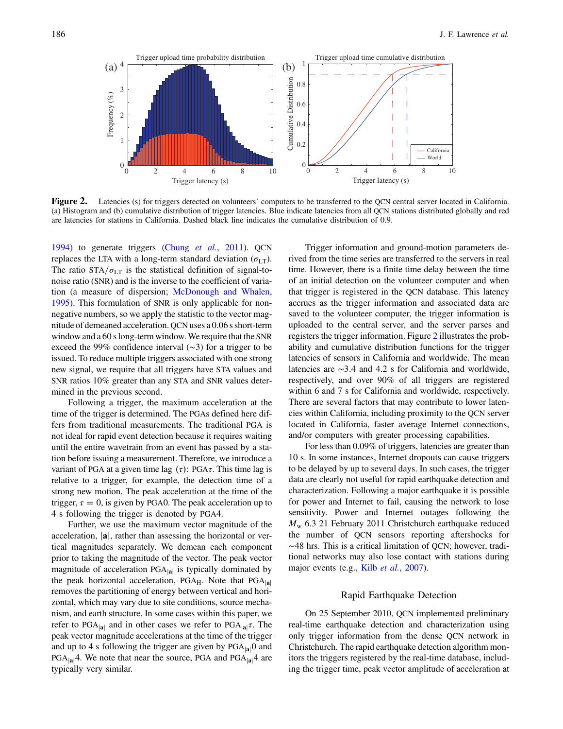**Figure 2.** Latencies (s) for triggers detected on volunteers' computers to be transferred to the QCN central server located in California. (a) Histogram and (b) cumulative distribution of trigger latencies. Blue indicate latencies from all QCN stations distributed globally and red are latencies for stations in California. Dashed black line indicates the cumulative distribution of 0.9.

1994) to generate triggers (Chung *et al.*, 2011). QCN replaces the LTA with a long-term standard deviation ($\sigma_{LT}$). The ratio $STA/\sigma_{LT}$ is the statistical definition of signal-to-noise ratio (SNR) and is the inverse to the coefficient of variation (a measure of dispersion; McDonough and Whalen, 1995). This formulation of SNR is only applicable for non-negative numbers, so we apply the statistic to the vector magnitude of demeaned acceleration. QCN uses a 0.06 s short-term window and a 60 s long-term window. We require that the SNR exceed the 99% confidence interval (~3) for a trigger to be issued. To reduce multiple triggers associated with one strong new signal, we require that all triggers have STA values and SNR ratios 10% greater than any STA and SNR values determined in the previous second.

Following a trigger, the maximum acceleration at the time of the trigger is determined. The PGAs defined here differs from traditional measurements. The traditional PGA is not ideal for rapid event detection because it requires waiting until the entire wavetrain from an event has passed by a station before issuing a measurement. Therefore, we introduce a variant of PGA at a given time lag ($\tau$): PGA$\tau$. This time lag is relative to a trigger, for example, the detection time of a strong new motion. The peak acceleration at the time of the trigger, $\tau = 0$, is given by PGA0. The peak acceleration up to 4 s following the trigger is denoted by PGA4.

Further, we use the maximum vector magnitude of the acceleration, $|\mathbf{a}|$, rather than assessing the horizontal or vertical magnitudes separately. We demean each component prior to taking the magnitude of the vector. The peak vector magnitude of acceleration $PGA_{|\mathbf{a}|}$ is typically dominated by the peak horizontal acceleration, $PGA_H$. Note that $PGA_{|\mathbf{a}|}$ removes the partitioning of energy between vertical and horizontal, which may vary due to site conditions, source mechanism, and earth structure. In some cases within this paper, we refer to $PGA_{|\mathbf{a}|}$ and in other cases we refer to $PGA_{|\mathbf{a}|}\tau$. The peak vector magnitude accelerations at the time of the trigger and up to 4 s following the trigger are given by $PGA_{|\mathbf{a}|}0$ and $PGA_{|\mathbf{a}|}4$. We note that near the source, PGA and $PGA_{|\mathbf{a}|}4$ are typically very similar.

Trigger information and ground-motion parameters derived from the time series are transferred to the servers in real time. However, there is a finite time delay between the time of an initial detection on the volunteer computer and when that trigger is registered in the QCN database. This latency accrues as the trigger information and associated data are saved to the volunteer computer, the trigger information is uploaded to the central server, and the server parses and registers the trigger information. Figure 2 illustrates the probability and cumulative distribution functions for the trigger latencies of sensors in California and worldwide. The mean latencies are ~3.4 and 4.2 s for California and worldwide, respectively, and over 90% of all triggers are registered within 6 and 7 s for California and worldwide, respectively. There are several factors that may contribute to lower latencies within California, including proximity to the QCN server located in California, faster average Internet connections, and/or computers with greater processing capabilities.

For less than 0.09% of triggers, latencies are greater than 10 s. In some instances, Internet dropouts can cause triggers to be delayed by up to several days. In such cases, the trigger data are clearly not useful for rapid earthquake detection and characterization. Following a major earthquake it is possible for power and Internet to fail, causing the network to lose sensitivity. Power and Internet outages following the $M_w$ 6.3 21 February 2011 Christchurch earthquake reduced the number of QCN sensors reporting aftershocks for ~48 hrs. This is a critical limitation of QCN; however, traditional networks may also lose contact with stations during major events (e.g., Kilb *et al.*, 2007).

## Rapid Earthquake Detection

On 25 September 2010, QCN implemented preliminary real-time earthquake detection and characterization using only trigger information from the dense QCN network in Christchurch. The rapid earthquake detection algorithm monitors the triggers registered by the real-time database, including the trigger time, peak vector amplitude of acceleration at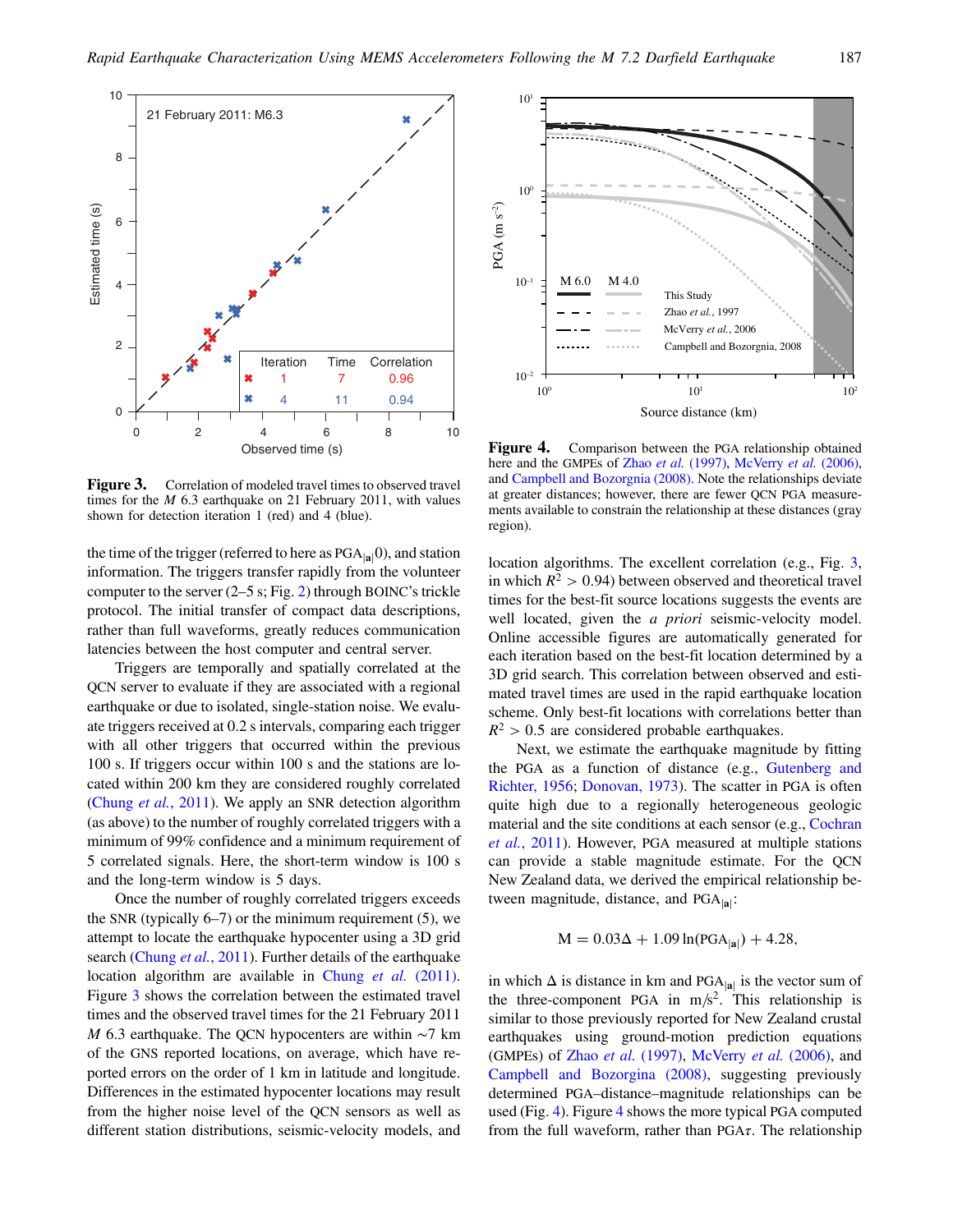**Figure 3.** Correlation of modeled travel times to observed travel times for the $M$ 6.3 earthquake on 21 February 2011, with values shown for detection iteration 1 (red) and 4 (blue).

**Figure 4.** Comparison between the PGA relationship obtained here and the GMPEs of Zhao *et al.* (1997), McVerry *et al.* (2006), and Campbell and Bozorgnia (2008). Note the relationships deviate at greater distances; however, there are fewer QCN PGA measurements available to constrain the relationship at these distances (gray region).

the time of the trigger (referred to here as $PGA_{|a|}0$), and station information. The triggers transfer rapidly from the volunteer computer to the server (2–5 s; Fig. 2) through BOINC's trickle protocol. The initial transfer of compact data descriptions, rather than full waveforms, greatly reduces communication latencies between the host computer and central server.

Triggers are temporally and spatially correlated at the QCN server to evaluate if they are associated with a regional earthquake or due to isolated, single-station noise. We evaluate triggers received at 0.2 s intervals, comparing each trigger with all other triggers that occurred within the previous 100 s. If triggers occur within 100 s and the stations are located within 200 km they are considered roughly correlated (Chung *et al.*, 2011). We apply an SNR detection algorithm (as above) to the number of roughly correlated triggers with a minimum of 99% confidence and a minimum requirement of 5 correlated signals. Here, the short-term window is 100 s and the long-term window is 5 days.

Once the number of roughly correlated triggers exceeds the SNR (typically 6–7) or the minimum requirement (5), we attempt to locate the earthquake hypocenter using a 3D grid search (Chung *et al.*, 2011). Further details of the earthquake location algorithm are available in Chung *et al.* (2011). Figure 3 shows the correlation between the estimated travel times and the observed travel times for the 21 February 2011 $M$ 6.3 earthquake. The QCN hypocenters are within ~7 km of the GNS reported locations, on average, which have reported errors on the order of 1 km in latitude and longitude. Differences in the estimated hypocenter locations may result from the higher noise level of the QCN sensors as well as different station distributions, seismic-velocity models, and location algorithms. The excellent correlation (e.g., Fig. 3, in which $R^2 > 0.94$) between observed and theoretical travel times for the best-fit source locations suggests the events are well located, given the *a priori* seismic-velocity model. Online accessible figures are automatically generated for each iteration based on the best-fit location determined by a 3D grid search. This correlation between observed and estimated travel times are used in the rapid earthquake location scheme. Only best-fit locations with correlations better than $R^2 > 0.5$ are considered probable earthquakes.

Next, we estimate the earthquake magnitude by fitting the PGA as a function of distance (e.g., Gutenberg and Richter, 1956; Donovan, 1973). The scatter in PGA is often quite high due to a regionally heterogeneous geologic material and the site conditions at each sensor (e.g., Cochran *et al.*, 2011). However, PGA measured at multiple stations can provide a stable magnitude estimate. For the QCN New Zealand data, we derived the empirical relationship between magnitude, distance, and $PGA_{|a|}$:

$$M = 0.03\Delta + 1.09\ln(PGA_{|a|}) + 4.28,$$

in which $\Delta$ is distance in km and $PGA_{|a|}$ is the vector sum of the three-component PGA in m/s$^2$. This relationship is similar to those previously reported for New Zealand crustal earthquakes using ground-motion prediction equations (GMPEs) of Zhao *et al.* (1997), McVerry *et al.* (2006), and Campbell and Bozorgnia (2008), suggesting previously determined PGA–distance–magnitude relationships can be used (Fig. 4). Figure 4 shows the more typical PGA computed from the full waveform, rather than PGA$\tau$. The relationship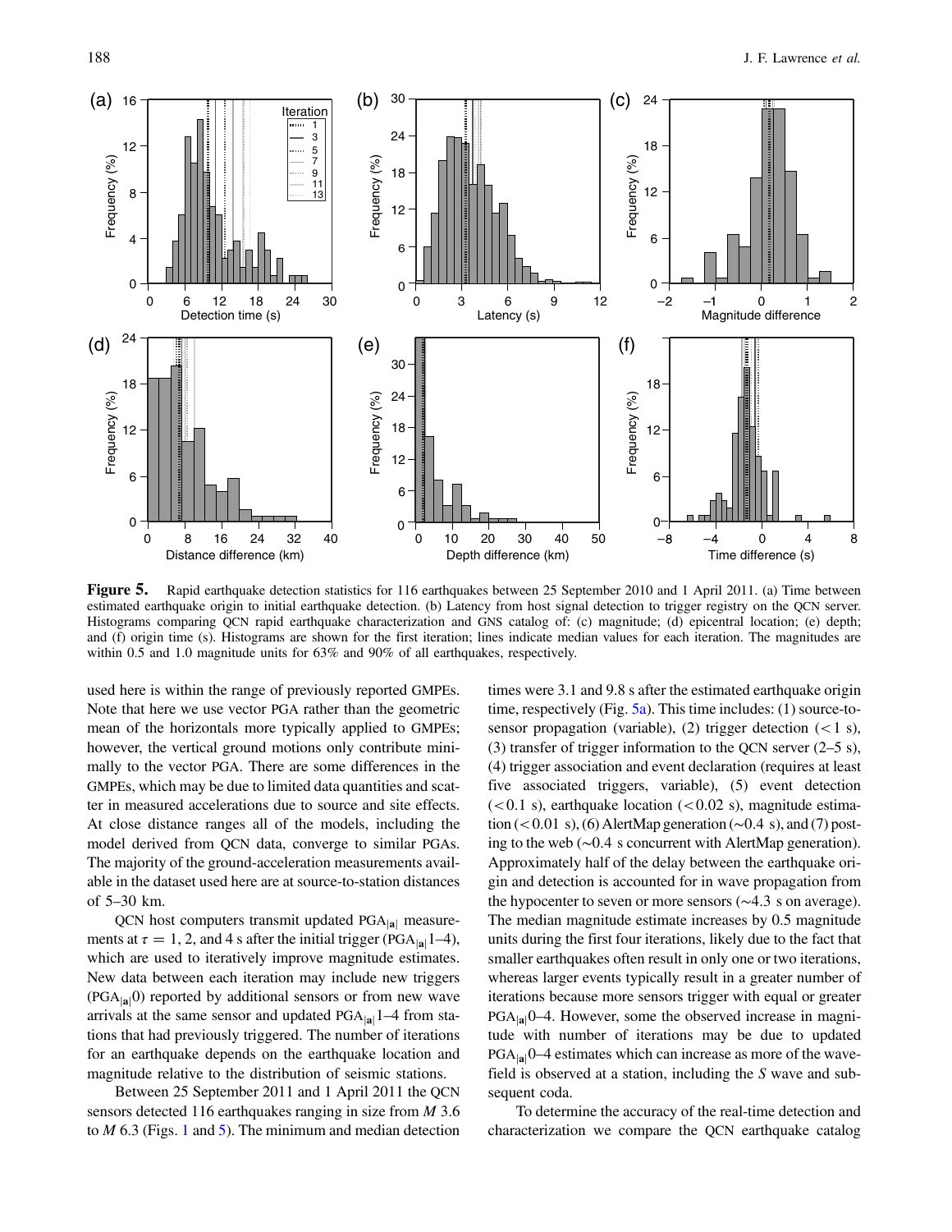**Figure 5.** Rapid earthquake detection statistics for 116 earthquakes between 25 September 2010 and 1 April 2011. (a) Time between estimated earthquake origin to initial earthquake detection. (b) Latency from host signal detection to trigger registry on the QCN server. Histograms comparing QCN rapid earthquake characterization and GNS catalog of: (c) magnitude; (d) epicentral location; (e) depth; and (f) origin time (s). Histograms are shown for the first iteration; lines indicate median values for each iteration. The magnitudes are within 0.5 and 1.0 magnitude units for 63% and 90% of all earthquakes, respectively.

used here is within the range of previously reported GMPEs. Note that here we use vector PGA rather than the geometric mean of the horizontals more typically applied to GMPEs; however, the vertical ground motions only contribute minimally to the vector PGA. There are some differences in the GMPEs, which may be due to limited data quantities and scatter in measured accelerations due to source and site effects. At close distance ranges all of the models, including the model derived from QCN data, converge to similar PGAs. The majority of the ground-acceleration measurements available in the dataset used here are at source-to-station distances of 5–30 km.

QCN host computers transmit updated $\mathrm{PGA}_{|\mathbf{a}|}$ measurements at $\tau = 1$, 2, and 4 s after the initial trigger ($\mathrm{PGA}_{|\mathbf{a}|}1$–4), which are used to iteratively improve magnitude estimates. New data between each iteration may include new triggers ($\mathrm{PGA}_{|\mathbf{a}|}0$) reported by additional sensors or from new wave arrivals at the same sensor and updated $\mathrm{PGA}_{|\mathbf{a}|}1$–4 from stations that had previously triggered. The number of iterations for an earthquake depends on the earthquake location and magnitude relative to the distribution of seismic stations.

Between 25 September 2011 and 1 April 2011 the QCN sensors detected 116 earthquakes ranging in size from $M$ 3.6 to $M$ 6.3 (Figs. 1 and 5). The minimum and median detection times were 3.1 and 9.8 s after the estimated earthquake origin time, respectively (Fig. 5a). This time includes: (1) source-to-sensor propagation (variable), (2) trigger detection ($<1$ s), (3) transfer of trigger information to the QCN server (2–5 s), (4) trigger association and event declaration (requires at least five associated triggers, variable), (5) event detection ($<0.1$ s), earthquake location ($<0.02$ s), magnitude estimation ($<0.01$ s), (6) AlertMap generation (~0.4 s), and (7) posting to the web (~0.4 s concurrent with AlertMap generation). Approximately half of the delay between the earthquake origin and detection is accounted for in wave propagation from the hypocenter to seven or more sensors (~4.3 s on average). The median magnitude estimate increases by 0.5 magnitude units during the first four iterations, likely due to the fact that smaller earthquakes often result in only one or two iterations, whereas larger events typically result in a greater number of iterations because more sensors trigger with equal or greater $\mathrm{PGA}_{|\mathbf{a}|}0$–4. However, some the observed increase in magnitude with number of iterations may be due to updated $\mathrm{PGA}_{|\mathbf{a}|}0$–4 estimates which can increase as more of the wavefield is observed at a station, including the $S$ wave and subsequent coda.

To determine the accuracy of the real-time detection and characterization we compare the QCN earthquake catalog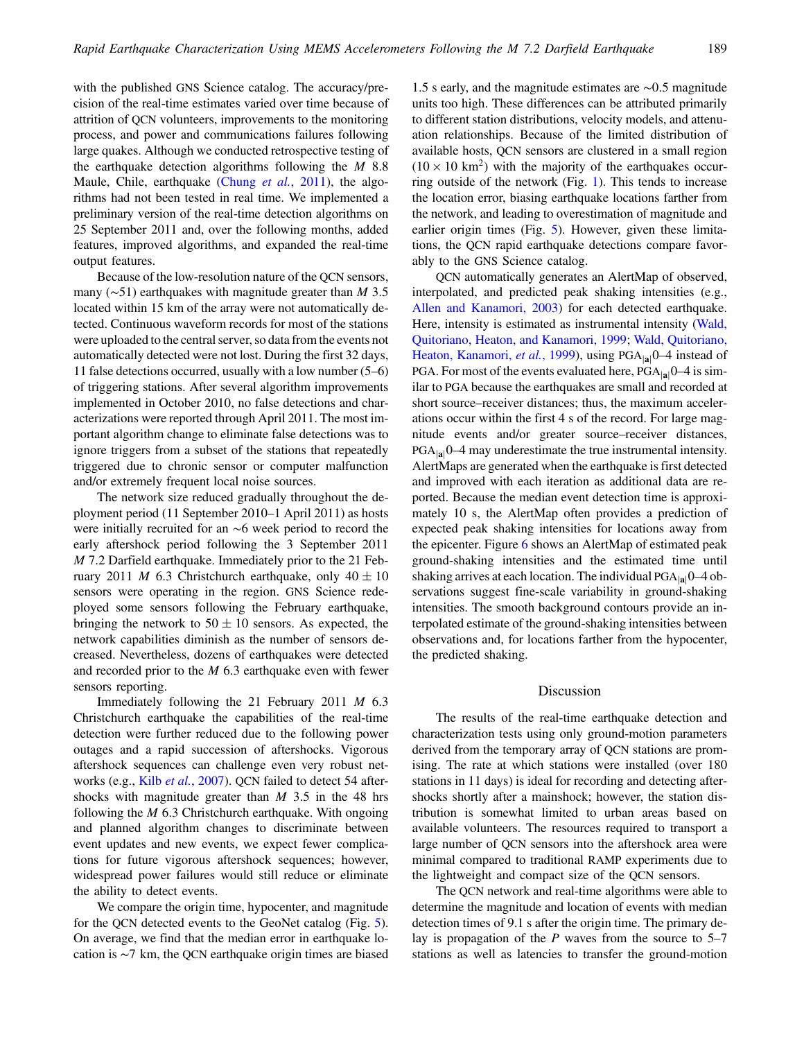with the published GNS Science catalog. The accuracy/precision of the real-time estimates varied over time because of attrition of QCN volunteers, improvements to the monitoring process, and power and communications failures following large quakes. Although we conducted retrospective testing of the earthquake detection algorithms following the $M$ 8.8 Maule, Chile, earthquake (Chung *et al.*, 2011), the algorithms had not been tested in real time. We implemented a preliminary version of the real-time detection algorithms on 25 September 2011 and, over the following months, added features, improved algorithms, and expanded the real-time output features.

Because of the low-resolution nature of the QCN sensors, many (~51) earthquakes with magnitude greater than $M$ 3.5 located within 15 km of the array were not automatically detected. Continuous waveform records for most of the stations were uploaded to the central server, so data from the events not automatically detected were not lost. During the first 32 days, 11 false detections occurred, usually with a low number (5–6) of triggering stations. After several algorithm improvements implemented in October 2010, no false detections and characterizations were reported through April 2011. The most important algorithm change to eliminate false detections was to ignore triggers from a subset of the stations that repeatedly triggered due to chronic sensor or computer malfunction and/or extremely frequent local noise sources.

The network size reduced gradually throughout the deployment period (11 September 2010–1 April 2011) as hosts were initially recruited for an ~6 week period to record the early aftershock period following the 3 September 2011 $M$ 7.2 Darfield earthquake. Immediately prior to the 21 February 2011 $M$ 6.3 Christchurch earthquake, only $40 \pm 10$ sensors were operating in the region. GNS Science redeployed some sensors following the February earthquake, bringing the network to $50 \pm 10$ sensors. As expected, the network capabilities diminish as the number of sensors decreased. Nevertheless, dozens of earthquakes were detected and recorded prior to the $M$ 6.3 earthquake even with fewer sensors reporting.

Immediately following the 21 February 2011 $M$ 6.3 Christchurch earthquake the capabilities of the real-time detection were further reduced due to the following power outages and a rapid succession of aftershocks. Vigorous aftershock sequences can challenge even very robust networks (e.g., Kilb *et al.*, 2007). QCN failed to detect 54 aftershocks with magnitude greater than $M$ 3.5 in the 48 hrs following the $M$ 6.3 Christchurch earthquake. With ongoing and planned algorithm changes to discriminate between event updates and new events, we expect fewer complications for future vigorous aftershock sequences; however, widespread power failures would still reduce or eliminate the ability to detect events.

We compare the origin time, hypocenter, and magnitude for the QCN detected events to the GeoNet catalog (Fig. 5). On average, we find that the median error in earthquake location is ~7 km, the QCN earthquake origin times are biased 1.5 s early, and the magnitude estimates are ~0.5 magnitude units too high. These differences can be attributed primarily to different station distributions, velocity models, and attenuation relationships. Because of the limited distribution of available hosts, QCN sensors are clustered in a small region ($10 \times 10$ km$^2$) with the majority of the earthquakes occurring outside of the network (Fig. 1). This tends to increase the location error, biasing earthquake locations farther from the network, and leading to overestimation of magnitude and earlier origin times (Fig. 5). However, given these limitations, the QCN rapid earthquake detections compare favorably to the GNS Science catalog.

QCN automatically generates an AlertMap of observed, interpolated, and predicted peak shaking intensities (e.g., Allen and Kanamori, 2003) for each detected earthquake. Here, intensity is estimated as instrumental intensity (Wald, Quitoriano, Heaton, and Kanamori, 1999; Wald, Quitoriano, Heaton, Kanamori, *et al.*, 1999), using $\mathrm{PGA}_{|\mathbf{a}|}$0–4 instead of PGA. For most of the events evaluated here, $\mathrm{PGA}_{|\mathbf{a}|}$0–4 is similar to PGA because the earthquakes are small and recorded at short source–receiver distances; thus, the maximum accelerations occur within the first 4 s of the record. For large magnitude events and/or greater source–receiver distances, $\mathrm{PGA}_{|\mathbf{a}|}$0–4 may underestimate the true instrumental intensity. AlertMaps are generated when the earthquake is first detected and improved with each iteration as additional data are reported. Because the median event detection time is approximately 10 s, the AlertMap often provides a prediction of expected peak shaking intensities for locations away from the epicenter. Figure 6 shows an AlertMap of estimated peak ground-shaking intensities and the estimated time until shaking arrives at each location. The individual $\mathrm{PGA}_{|\mathbf{a}|}$0–4 observations suggest fine-scale variability in ground-shaking intensities. The smooth background contours provide an interpolated estimate of the ground-shaking intensities between observations and, for locations farther from the hypocenter, the predicted shaking.

## Discussion

The results of the real-time earthquake detection and characterization tests using only ground-motion parameters derived from the temporary array of QCN stations are promising. The rate at which stations were installed (over 180 stations in 11 days) is ideal for recording and detecting aftershocks shortly after a mainshock; however, the station distribution is somewhat limited to urban areas based on available volunteers. The resources required to transport a large number of QCN sensors into the aftershock area were minimal compared to traditional RAMP experiments due to the lightweight and compact size of the QCN sensors.

The QCN network and real-time algorithms were able to determine the magnitude and location of events with median detection times of 9.1 s after the origin time. The primary delay is propagation of the $P$ waves from the source to 5–7 stations as well as latencies to transfer the ground-motion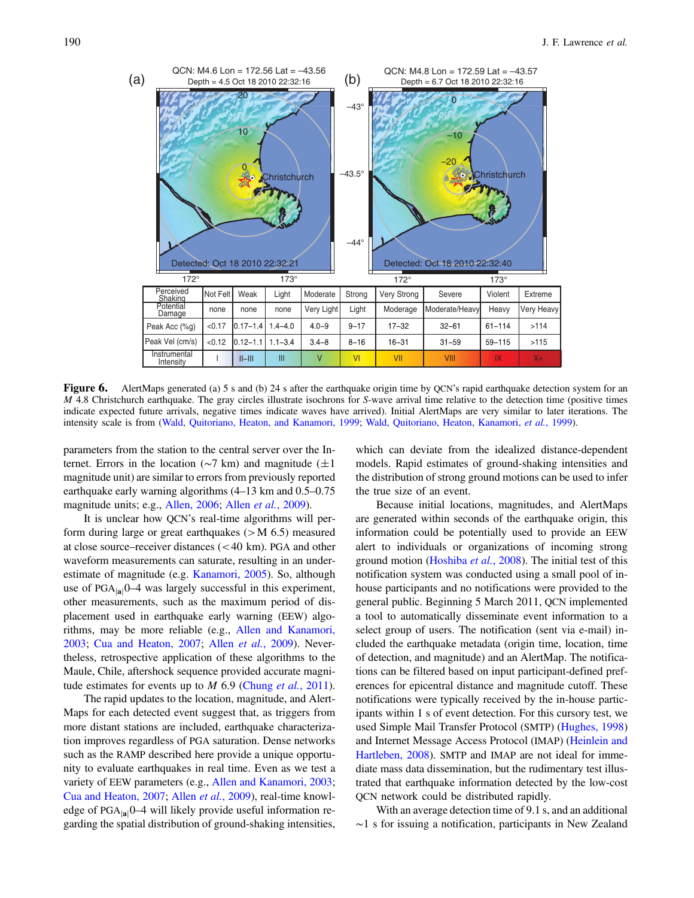| Perceived Shaking | Not Felt | Weak | Light | Moderate | Strong | Very Strong | Severe | Violent | Extreme |
|---|---|---|---|---|---|---|---|---|---|
| Potential Damage | none | none | none | Very Light | Light | Moderage | Moderate/Heavy | Heavy | Very Heavy |
| Peak Acc (%g) | <0.17 | 0.17–1.4 | 1.4–4.0 | 4.0–9 | 9–17 | 17–32 | 32–61 | 61–114 | >114 |
| Peak Vel (cm/s) | <0.12 | 0.12–1.1 | 1.1–3.4 | 3.4–8 | 8–16 | 16–31 | 31–59 | 59–115 | >115 |
| Instrumental Intensity | I | II–III | III | V | VI | VII | VIII | IX | X+ |

**Figure 6.** AlertMaps generated (a) 5 s and (b) 24 s after the earthquake origin time by QCN's rapid earthquake detection system for an $M$ 4.8 Christchurch earthquake. The gray circles illustrate isochrons for $S$-wave arrival time relative to the detection time (positive times indicate expected future arrivals, negative times indicate waves have arrived). Initial AlertMaps are very similar to later iterations. The intensity scale is from (Wald, Quitoriano, Heaton, and Kanamori, 1999; Wald, Quitoriano, Heaton, Kanamori, *et al.*, 1999).

parameters from the station to the central server over the Internet. Errors in the location (~7 km) and magnitude (±1 magnitude unit) are similar to errors from previously reported earthquake early warning algorithms (4–13 km and 0.5–0.75 magnitude units; e.g., Allen, 2006; Allen *et al.*, 2009).

It is unclear how QCN's real-time algorithms will perform during large or great earthquakes (> M 6.5) measured at close source–receiver distances (< 40 km). PGA and other waveform measurements can saturate, resulting in an underestimate of magnitude (e.g. Kanamori, 2005). So, although use of $PGA_{|a|}0$–4 was largely successful in this experiment, other measurements, such as the maximum period of displacement used in earthquake early warning (EEW) algorithms, may be more reliable (e.g., Allen and Kanamori, 2003; Cua and Heaton, 2007; Allen *et al.*, 2009). Nevertheless, retrospective application of these algorithms to the Maule, Chile, aftershock sequence provided accurate magnitude estimates for events up to $M$ 6.9 (Chung *et al.*, 2011).

The rapid updates to the location, magnitude, and AlertMaps for each detected event suggest that, as triggers from more distant stations are included, earthquake characterization improves regardless of PGA saturation. Dense networks such as the RAMP described here provide a unique opportunity to evaluate earthquakes in real time. Even as we test a variety of EEW parameters (e.g., Allen and Kanamori, 2003; Cua and Heaton, 2007; Allen *et al.*, 2009), real-time knowledge of $PGA_{|a|}0$–4 will likely provide useful information regarding the spatial distribution of ground-shaking intensities, which can deviate from the idealized distance-dependent models. Rapid estimates of ground-shaking intensities and the distribution of strong ground motions can be used to infer the true size of an event.

Because initial locations, magnitudes, and AlertMaps are generated within seconds of the earthquake origin, this information could be potentially used to provide an EEW alert to individuals or organizations of incoming strong ground motion (Hoshiba *et al.*, 2008). The initial test of this notification system was conducted using a small pool of in-house participants and no notifications were provided to the general public. Beginning 5 March 2011, QCN implemented a tool to automatically disseminate event information to a select group of users. The notification (sent via e-mail) included the earthquake metadata (origin time, location, time of detection, and magnitude) and an AlertMap. The notifications can be filtered based on input participant-defined preferences for epicentral distance and magnitude cutoff. These notifications were typically received by the in-house participants within 1 s of event detection. For this cursory test, we used Simple Mail Transfer Protocol (SMTP) (Hughes, 1998) and Internet Message Access Protocol (IMAP) (Heinlein and Hartleben, 2008). SMTP and IMAP are not ideal for immediate mass data dissemination, but the rudimentary test illustrated that earthquake information detected by the low-cost QCN network could be distributed rapidly.

With an average detection time of 9.1 s, and an additional ~1 s for issuing a notification, participants in New Zealand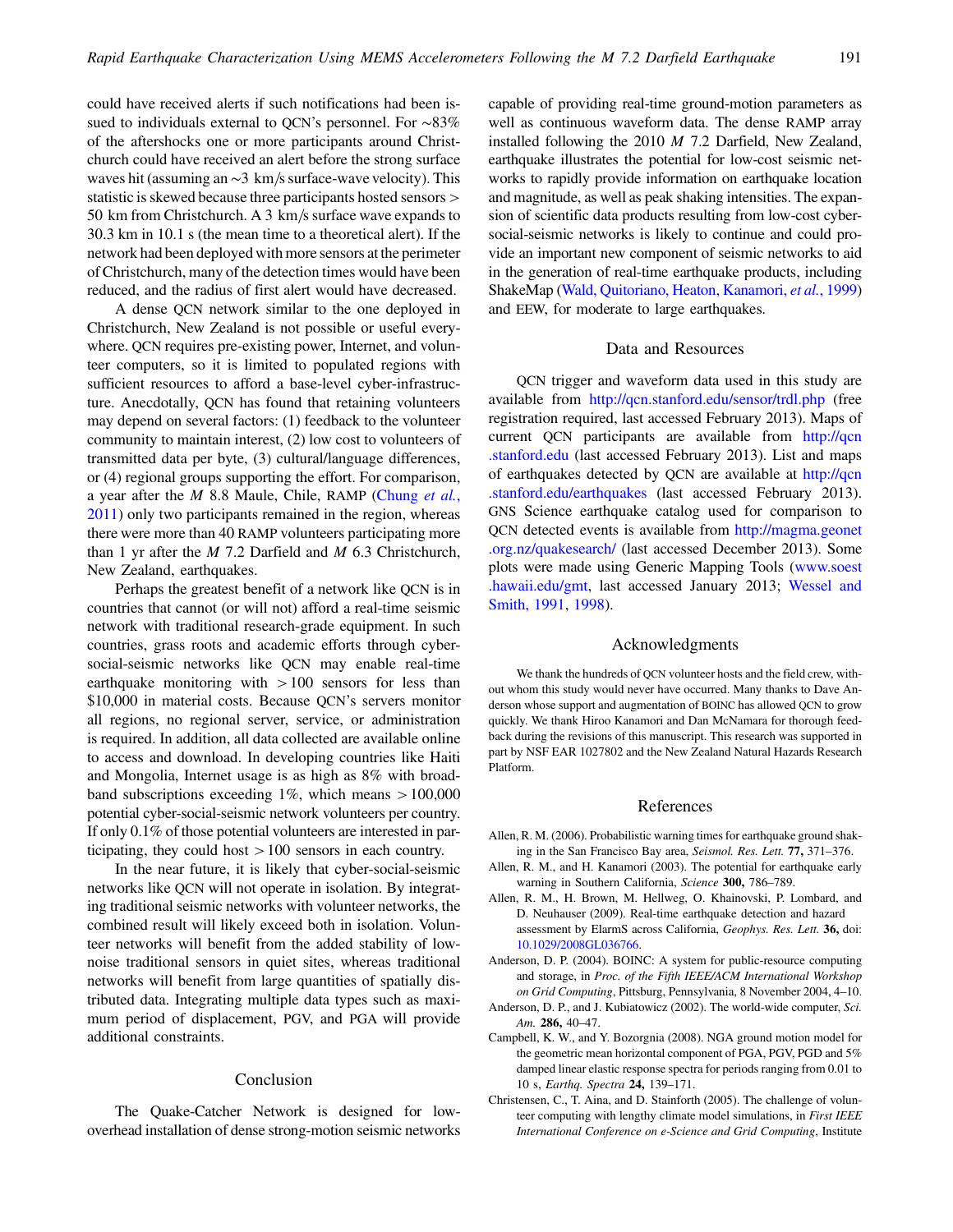could have received alerts if such notifications had been issued to individuals external to QCN's personnel. For ~83% of the aftershocks one or more participants around Christchurch could have received an alert before the strong surface waves hit (assuming an ~3 km/s surface-wave velocity). This statistic is skewed because three participants hosted sensors > 50 km from Christchurch. A 3 km/s surface wave expands to 30.3 km in 10.1 s (the mean time to a theoretical alert). If the network had been deployed with more sensors at the perimeter of Christchurch, many of the detection times would have been reduced, and the radius of first alert would have decreased.

A dense QCN network similar to the one deployed in Christchurch, New Zealand is not possible or useful everywhere. QCN requires pre-existing power, Internet, and volunteer computers, so it is limited to populated regions with sufficient resources to afford a base-level cyber-infrastructure. Anecdotally, QCN has found that retaining volunteers may depend on several factors: (1) feedback to the volunteer community to maintain interest, (2) low cost to volunteers of transmitted data per byte, (3) cultural/language differences, or (4) regional groups supporting the effort. For comparison, a year after the *M* 8.8 Maule, Chile, RAMP (Chung *et al.*, 2011) only two participants remained in the region, whereas there were more than 40 RAMP volunteers participating more than 1 yr after the *M* 7.2 Darfield and *M* 6.3 Christchurch, New Zealand, earthquakes.

Perhaps the greatest benefit of a network like QCN is in countries that cannot (or will not) afford a real-time seismic network with traditional research-grade equipment. In such countries, grass roots and academic efforts through cyber-social-seismic networks like QCN may enable real-time earthquake monitoring with > 100 sensors for less than $10,000 in material costs. Because QCN's servers monitor all regions, no regional server, service, or administration is required. In addition, all data collected are available online to access and download. In developing countries like Haiti and Mongolia, Internet usage is as high as 8% with broadband subscriptions exceeding 1%, which means > 100,000 potential cyber-social-seismic network volunteers per country. If only 0.1% of those potential volunteers are interested in participating, they could host > 100 sensors in each country.

In the near future, it is likely that cyber-social-seismic networks like QCN will not operate in isolation. By integrating traditional seismic networks with volunteer networks, the combined result will likely exceed both in isolation. Volunteer networks will benefit from the added stability of low-noise traditional sensors in quiet sites, whereas traditional networks will benefit from large quantities of spatially distributed data. Integrating multiple data types such as maximum period of displacement, PGV, and PGA will provide additional constraints.

## Conclusion

The Quake-Catcher Network is designed for low-overhead installation of dense strong-motion seismic networks capable of providing real-time ground-motion parameters as well as continuous waveform data. The dense RAMP array installed following the 2010 *M* 7.2 Darfield, New Zealand, earthquake illustrates the potential for low-cost seismic networks to rapidly provide information on earthquake location and magnitude, as well as peak shaking intensities. The expansion of scientific data products resulting from low-cost cyber-social-seismic networks is likely to continue and could provide an important new component of seismic networks to aid in the generation of real-time earthquake products, including ShakeMap (Wald, Quitoriano, Heaton, Kanamori, *et al.*, 1999) and EEW, for moderate to large earthquakes.

## Data and Resources

QCN trigger and waveform data used in this study are available from http://qcn.stanford.edu/sensor/trdl.php (free registration required, last accessed February 2013). Maps of current QCN participants are available from http://qcn.stanford.edu (last accessed February 2013). List and maps of earthquakes detected by QCN are available at http://qcn.stanford.edu/earthquakes (last accessed February 2013). GNS Science earthquake catalog used for comparison to QCN detected events is available from http://magma.geonet.org.nz/quakesearch/ (last accessed December 2013). Some plots were made using Generic Mapping Tools (www.soest.hawaii.edu/gmt, last accessed January 2013; Wessel and Smith, 1991, 1998).

## Acknowledgments

We thank the hundreds of QCN volunteer hosts and the field crew, without whom this study would never have occurred. Many thanks to Dave Anderson whose support and augmentation of BOINC has allowed QCN to grow quickly. We thank Hiroo Kanamori and Dan McNamara for thorough feedback during the revisions of this manuscript. This research was supported in part by NSF EAR 1027802 and the New Zealand Natural Hazards Research Platform.

## References

Allen, R. M. (2006). Probabilistic warning times for earthquake ground shaking in the San Francisco Bay area, *Seismol. Res. Lett.* **77,** 371–376.

Allen, R. M., and H. Kanamori (2003). The potential for earthquake early warning in Southern California, *Science* **300,** 786–789.

Allen, R. M., H. Brown, M. Hellweg, O. Khainovski, P. Lombard, and D. Neuhauser (2009). Real-time earthquake detection and hazard assessment by ElarmS across California, *Geophys. Res. Lett.* **36,** doi: 10.1029/2008GL036766.

Anderson, D. P. (2004). BOINC: A system for public-resource computing and storage, in *Proc. of the Fifth IEEE/ACM International Workshop on Grid Computing*, Pittsburg, Pennsylvania, 8 November 2004, 4–10.

Anderson, D. P., and J. Kubiatowicz (2002). The world-wide computer, *Sci. Am.* **286,** 40–47.

Campbell, K. W., and Y. Bozorgnia (2008). NGA ground motion model for the geometric mean horizontal component of PGA, PGV, PGD and 5% damped linear elastic response spectra for periods ranging from 0.01 to 10 s, *Earthq. Spectra* **24,** 139–171.

Christensen, C., T. Aina, and D. Stainforth (2005). The challenge of volunteer computing with lengthy climate model simulations, in *First IEEE International Conference on e-Science and Grid Computing*, Institute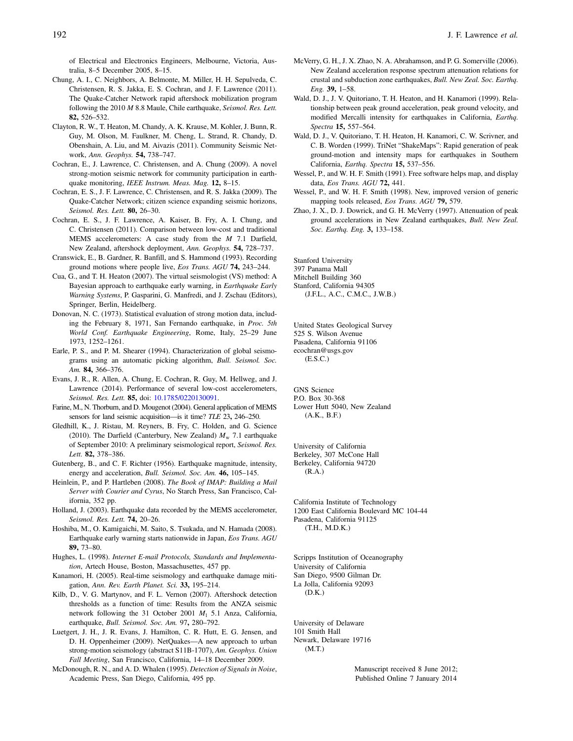of Electrical and Electronics Engineers, Melbourne, Victoria, Australia, 8–5 December 2005, 8–15.

Chung, A. I., C. Neighbors, A. Belmonte, M. Miller, H. H. Sepulveda, C. Christensen, R. S. Jakka, E. S. Cochran, and J. F. Lawrence (2011). The Quake-Catcher Network rapid aftershock mobilization program following the 2010 *M* 8.8 Maule, Chile earthquake, *Seismol. Res. Lett.* **82,** 526–532.

Clayton, R. W., T. Heaton, M. Chandy, A. K. Krause, M. Kohler, J. Bunn, R. Guy, M. Olson, M. Faulkner, M. Cheng, L. Strand, R. Chandy, D. Obenshain, A. Liu, and M. Aivazis (2011). Community Seismic Network, *Ann. Geophys.* **54,** 738–747.

Cochran, E., J. Lawrence, C. Christensen, and A. Chung (2009). A novel strong-motion seismic network for community participation in earthquake monitoring, *IEEE Instrum. Meas. Mag.* **12,** 8–15.

Cochran, E. S., J. F. Lawrence, C. Christensen, and R. S. Jakka (2009). The Quake-Catcher Network; citizen science expanding seismic horizons, *Seismol. Res. Lett.* **80,** 26–30.

Cochran, E. S., J. F. Lawrence, A. Kaiser, B. Fry, A. I. Chung, and C. Christensen (2011). Comparison between low-cost and traditional MEMS accelerometers: A case study from the *M* 7.1 Darfield, New Zealand, aftershock deployment, *Ann. Geophys.* **54,** 728–737.

Cranswick, E., B. Gardner, R. Banfill, and S. Hammond (1993). Recording ground motions where people live, *Eos Trans. AGU* **74,** 243–244.

Cua, G., and T. H. Heaton (2007). The virtual seismologist (VS) method: A Bayesian approach to earthquake early warning, in *Earthquake Early Warning Systems*, P. Gasparini, G. Manfredi, and J. Zschau (Editors), Springer, Berlin, Heidelberg.

Donovan, N. C. (1973). Statistical evaluation of strong motion data, including the February 8, 1971, San Fernando earthquake, in *Proc. 5th World Conf. Earthquake Engineering*, Rome, Italy, 25–29 June 1973, 1252–1261.

Earle, P. S., and P. M. Shearer (1994). Characterization of global seismograms using an automatic picking algorithm, *Bull. Seismol. Soc. Am.* **84,** 366–376.

Evans, J. R., R. Allen, A. Chung, E. Cochran, R. Guy, M. Hellweg, and J. Lawrence (2014). Performance of several low-cost accelerometers, *Seismol. Res. Lett.* **85,** doi: 10.1785/0220130091.

Farine, M., N. Thorburn, and D. Mougenot (2004). General application of MEMS sensors for land seismic acquisition—is it time? *TLE* 23**,** 246–250.

Gledhill, K., J. Ristau, M. Reyners, B. Fry, C. Holden, and G. Science (2010). The Darfield (Canterbury, New Zealand) $M_w$ 7.1 earthquake of September 2010: A preliminary seismological report, *Seismol. Res. Lett.* **82,** 378–386.

Gutenberg, B., and C. F. Richter (1956). Earthquake magnitude, intensity, energy and acceleration, *Bull. Seismol. Soc. Am.* **46,** 105–145.

Heinlein, P., and P. Hartleben (2008). *The Book of IMAP: Building a Mail Server with Courier and Cyrus*, No Starch Press, San Francisco, California, 352 pp.

Holland, J. (2003). Earthquake data recorded by the MEMS accelerometer, *Seismol. Res. Lett.* **74,** 20–26.

Hoshiba, M., O. Kamigaichi, M. Saito, S. Tsukada, and N. Hamada (2008). Earthquake early warning starts nationwide in Japan, *Eos Trans. AGU* **89,** 73–80.

Hughes, L. (1998). *Internet E-mail Protocols, Standards and Implementation*, Artech House, Boston, Massachusettes, 457 pp.

Kanamori, H. (2005). Real-time seismology and earthquake damage mitigation, *Ann. Rev. Earth Planet. Sci.* **33,** 195–214.

Kilb, D., V. G. Martynov, and F. L. Vernon (2007). Aftershock detection thresholds as a function of time: Results from the ANZA seismic network following the 31 October 2001 $M_l$ 5.1 Anza, California, earthquake, *Bull. Seismol. Soc. Am.* 97**,** 280–792.

Luetgert, J. H., J. R. Evans, J. Hamilton, C. R. Hutt, E. G. Jensen, and D. H. Oppenheimer (2009). NetQuakes—A new approach to urban strong-motion seismology (abstract S11B-1707), *Am. Geophys. Union Fall Meeting*, San Francisco, California, 14–18 December 2009.

McDonough, R. N., and A. D. Whalen (1995). *Detection of Signals in Noise*, Academic Press, San Diego, California, 495 pp.

McVerry, G. H., J. X. Zhao, N. A. Abrahamson, and P. G. Somerville (2006). New Zealand acceleration response spectrum attenuation relations for crustal and subduction zone earthquakes, *Bull. New Zeal. Soc. Earthq. Eng.* **39,** 1–58.

Wald, D. J., J. V. Quitoriano, T. H. Heaton, and H. Kanamori (1999). Relationship between peak ground acceleration, peak ground velocity, and modified Mercalli intensity for earthquakes in California, *Earthq. Spectra* **15,** 557–564.

Wald, D. J., V. Quitoriano, T. H. Heaton, H. Kanamori, C. W. Scrivner, and C. B. Worden (1999). TriNet "ShakeMaps": Rapid generation of peak ground-motion and intensity maps for earthquakes in Southern California, *Earthq. Spectra* **15,** 537–556.

Wessel, P., and W. H. F. Smith (1991). Free software helps map, and display data, *Eos Trans. AGU* **72,** 441.

Wessel, P., and W. H. F. Smith (1998). New, improved version of generic mapping tools released, *Eos Trans. AGU* **79,** 579.

Zhao, J. X., D. J. Dowrick, and G. H. McVerry (1997). Attenuation of peak ground accelerations in New Zealand earthquakes, *Bull. New Zeal. Soc. Earthq. Eng.* **3,** 133–158.

Stanford University
397 Panama Mall
Mitchell Building 360
Stanford, California 94305
(J.F.L., A.C., C.M.C., J.W.B.)

United States Geological Survey
525 S. Wilson Avenue
Pasadena, California 91106
ecochran@usgs.gov
(E.S.C.)

GNS Science
P.O. Box 30-368
Lower Hutt 5040, New Zealand
(A.K., B.F.)

University of California
Berkeley, 307 McCone Hall
Berkeley, California 94720
(R.A.)

California Institute of Technology
1200 East California Boulevard MC 104-44
Pasadena, California 91125
(T.H., M.D.K.)

Scripps Institution of Oceanography
University of California
San Diego, 9500 Gilman Dr.
La Jolla, California 92093
(D.K.)

University of Delaware
101 Smith Hall
Newark, Delaware 19716
(M.T.)

Manuscript received 8 June 2012;
Published Online 7 January 2014